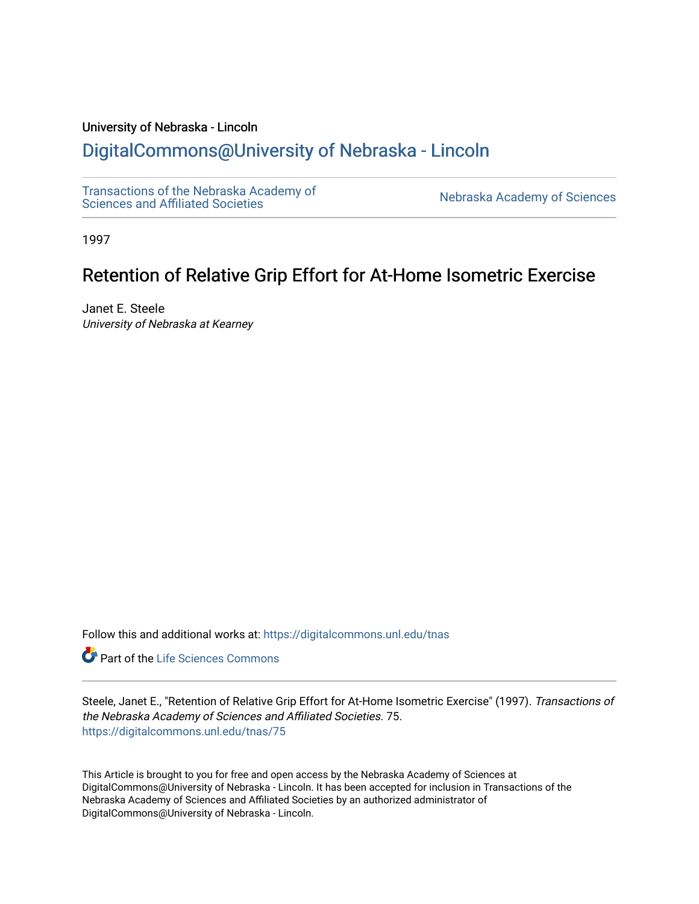University of Nebraska - Lincoln

# DigitalCommons@University of Nebraska - Lincoln

Transactions of the Nebraska Academy of Sciences and Affiliated Societies

Nebraska Academy of Sciences

1997

## Retention of Relative Grip Effort for At-Home Isometric Exercise

Janet E. Steele

*University of Nebraska at Kearney*

Follow this and additional works at: https://digitalcommons.unl.edu/tnas

Part of the Life Sciences Commons

Steele, Janet E., "Retention of Relative Grip Effort for At-Home Isometric Exercise" (1997). *Transactions of the Nebraska Academy of Sciences and Affiliated Societies*. 75.
https://digitalcommons.unl.edu/tnas/75

This Article is brought to you for free and open access by the Nebraska Academy of Sciences at DigitalCommons@University of Nebraska - Lincoln. It has been accepted for inclusion in Transactions of the Nebraska Academy of Sciences and Affiliated Societies by an authorized administrator of DigitalCommons@University of Nebraska - Lincoln.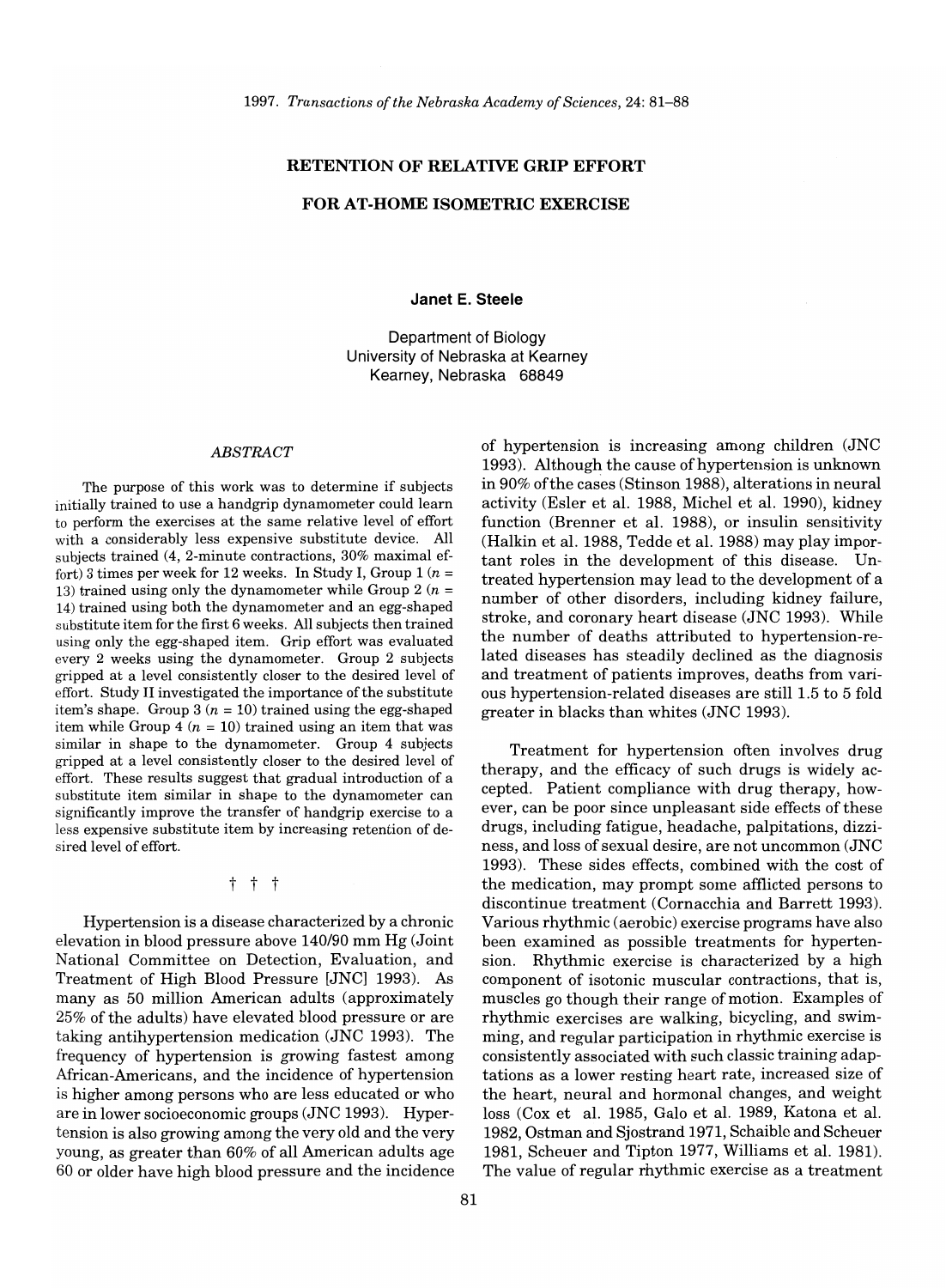# RETENTION OF RELATIVE GRIP EFFORT FOR AT-HOME ISOMETRIC EXERCISE

**Janet E. Steele**

Department of Biology
University of Nebraska at Kearney
Kearney, Nebraska 68849

### *ABSTRACT*

The purpose of this work was to determine if subjects initially trained to use a handgrip dynamometer could learn to perform the exercises at the same relative level of effort with a considerably less expensive substitute device. All subjects trained (4, 2-minute contractions, 30% maximal effort) 3 times per week for 12 weeks. In Study I, Group 1 ($n$ = 13) trained using only the dynamometer while Group 2 ($n$ = 14) trained using both the dynamometer and an egg-shaped substitute item for the first 6 weeks. All subjects then trained using only the egg-shaped item. Grip effort was evaluated every 2 weeks using the dynamometer. Group 2 subjects gripped at a level consistently closer to the desired level of effort. Study II investigated the importance of the substitute item's shape. Group 3 ($n$ = 10) trained using the egg-shaped item while Group 4 ($n$ = 10) trained using an item that was similar in shape to the dynamometer. Group 4 subjects gripped at a level consistently closer to the desired level of effort. These results suggest that gradual introduction of a substitute item similar in shape to the dynamometer can significantly improve the transfer of handgrip exercise to a less expensive substitute item by increasing retention of desired level of effort.

† † †

Hypertension is a disease characterized by a chronic elevation in blood pressure above 140/90 mm Hg (Joint National Committee on Detection, Evaluation, and Treatment of High Blood Pressure [JNC] 1993). As many as 50 million American adults (approximately 25% of the adults) have elevated blood pressure or are taking antihypertension medication (JNC 1993). The frequency of hypertension is growing fastest among African-Americans, and the incidence of hypertension is higher among persons who are less educated or who are in lower socioeconomic groups (JNC 1993). Hypertension is also growing among the very old and the very young, as greater than 60% of all American adults age 60 or older have high blood pressure and the incidence of hypertension is increasing among children (JNC 1993). Although the cause of hypertension is unknown in 90% of the cases (Stinson 1988), alterations in neural activity (Esler et al. 1988, Michel et al. 1990), kidney function (Brenner et al. 1988), or insulin sensitivity (Halkin et al. 1988, Tedde et al. 1988) may play important roles in the development of this disease. Untreated hypertension may lead to the development of a number of other disorders, including kidney failure, stroke, and coronary heart disease (JNC 1993). While the number of deaths attributed to hypertension-related diseases has steadily declined as the diagnosis and treatment of patients improves, deaths from various hypertension-related diseases are still 1.5 to 5 fold greater in blacks than whites (JNC 1993).

Treatment for hypertension often involves drug therapy, and the efficacy of such drugs is widely accepted. Patient compliance with drug therapy, however, can be poor since unpleasant side effects of these drugs, including fatigue, headache, palpitations, dizziness, and loss of sexual desire, are not uncommon (JNC 1993). These sides effects, combined with the cost of the medication, may prompt some afflicted persons to discontinue treatment (Cornacchia and Barrett 1993). Various rhythmic (aerobic) exercise programs have also been examined as possible treatments for hypertension. Rhythmic exercise is characterized by a high component of isotonic muscular contractions, that is, muscles go though their range of motion. Examples of rhythmic exercises are walking, bicycling, and swimming, and regular participation in rhythmic exercise is consistently associated with such classic training adaptations as a lower resting heart rate, increased size of the heart, neural and hormonal changes, and weight loss (Cox et al. 1985, Galo et al. 1989, Katona et al. 1982, Ostman and Sjostrand 1971, Schaible and Scheuer 1981, Scheuer and Tipton 1977, Williams et al. 1981). The value of regular rhythmic exercise as a treatment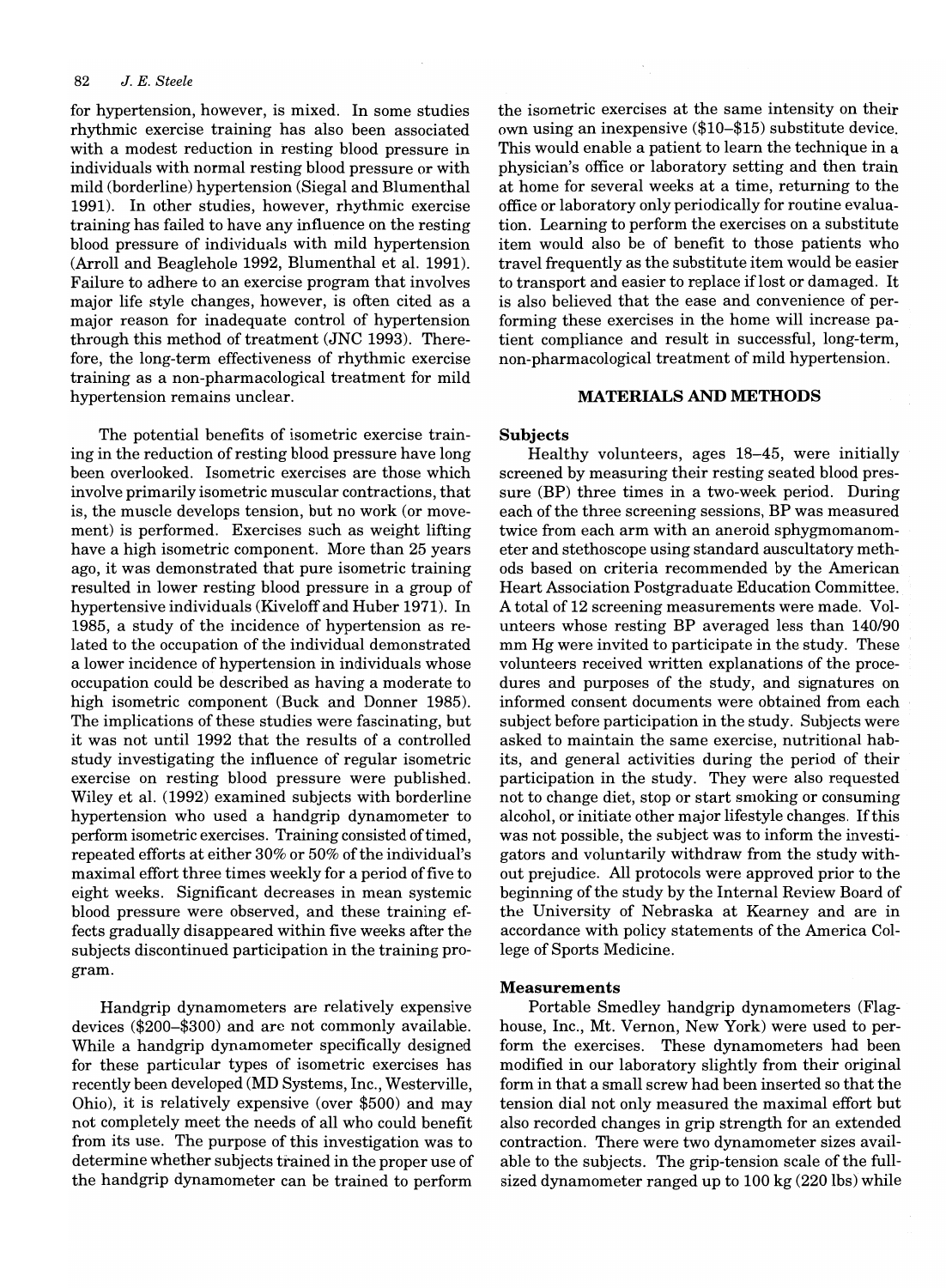for hypertension, however, is mixed. In some studies rhythmic exercise training has also been associated with a modest reduction in resting blood pressure in individuals with normal resting blood pressure or with mild (borderline) hypertension (Siegal and Blumenthal 1991). In other studies, however, rhythmic exercise training has failed to have any influence on the resting blood pressure of individuals with mild hypertension (Arroll and Beaglehole 1992, Blumenthal et al. 1991). Failure to adhere to an exercise program that involves major life style changes, however, is often cited as a major reason for inadequate control of hypertension through this method of treatment (JNC 1993). Therefore, the long-term effectiveness of rhythmic exercise training as a non-pharmacological treatment for mild hypertension remains unclear.

The potential benefits of isometric exercise training in the reduction of resting blood pressure have long been overlooked. Isometric exercises are those which involve primarily isometric muscular contractions, that is, the muscle develops tension, but no work (or movement) is performed. Exercises such as weight lifting have a high isometric component. More than 25 years ago, it was demonstrated that pure isometric training resulted in lower resting blood pressure in a group of hypertensive individuals (Kiveloff and Huber 1971). In 1985, a study of the incidence of hypertension as related to the occupation of the individual demonstrated a lower incidence of hypertension in individuals whose occupation could be described as having a moderate to high isometric component (Buck and Donner 1985). The implications of these studies were fascinating, but it was not until 1992 that the results of a controlled study investigating the influence of regular isometric exercise on resting blood pressure were published. Wiley et al. (1992) examined subjects with borderline hypertension who used a handgrip dynamometer to perform isometric exercises. Training consisted of timed, repeated efforts at either 30% or 50% of the individual's maximal effort three times weekly for a period of five to eight weeks. Significant decreases in mean systemic blood pressure were observed, and these training effects gradually disappeared within five weeks after the subjects discontinued participation in the training program.

Handgrip dynamometers are relatively expensive devices ($200–$300) and are not commonly available. While a handgrip dynamometer specifically designed for these particular types of isometric exercises has recently been developed (MD Systems, Inc., Westerville, Ohio), it is relatively expensive (over $500) and may not completely meet the needs of all who could benefit from its use. The purpose of this investigation was to determine whether subjects trained in the proper use of the handgrip dynamometer can be trained to perform the isometric exercises at the same intensity on their own using an inexpensive ($10–$15) substitute device. This would enable a patient to learn the technique in a physician's office or laboratory setting and then train at home for several weeks at a time, returning to the office or laboratory only periodically for routine evaluation. Learning to perform the exercises on a substitute item would also be of benefit to those patients who travel frequently as the substitute item would be easier to transport and easier to replace if lost or damaged. It is also believed that the ease and convenience of performing these exercises in the home will increase patient compliance and result in successful, long-term, non-pharmacological treatment of mild hypertension.

## MATERIALS AND METHODS

### Subjects

Healthy volunteers, ages 18–45, were initially screened by measuring their resting seated blood pressure (BP) three times in a two-week period. During each of the three screening sessions, BP was measured twice from each arm with an aneroid sphygmomanometer and stethoscope using standard auscultatory methods based on criteria recommended by the American Heart Association Postgraduate Education Committee. A total of 12 screening measurements were made. Volunteers whose resting BP averaged less than 140/90 mm Hg were invited to participate in the study. These volunteers received written explanations of the procedures and purposes of the study, and signatures on informed consent documents were obtained from each subject before participation in the study. Subjects were asked to maintain the same exercise, nutritional habits, and general activities during the period of their participation in the study. They were also requested not to change diet, stop or start smoking or consuming alcohol, or initiate other major lifestyle changes. If this was not possible, the subject was to inform the investigators and voluntarily withdraw from the study without prejudice. All protocols were approved prior to the beginning of the study by the Internal Review Board of the University of Nebraska at Kearney and are in accordance with policy statements of the America College of Sports Medicine.

### Measurements

Portable Smedley handgrip dynamometers (Flaghouse, Inc., Mt. Vernon, New York) were used to perform the exercises. These dynamometers had been modified in our laboratory slightly from their original form in that a small screw had been inserted so that the tension dial not only measured the maximal effort but also recorded changes in grip strength for an extended contraction. There were two dynamometer sizes available to the subjects. The grip-tension scale of the full-sized dynamometer ranged up to 100 kg (220 lbs) while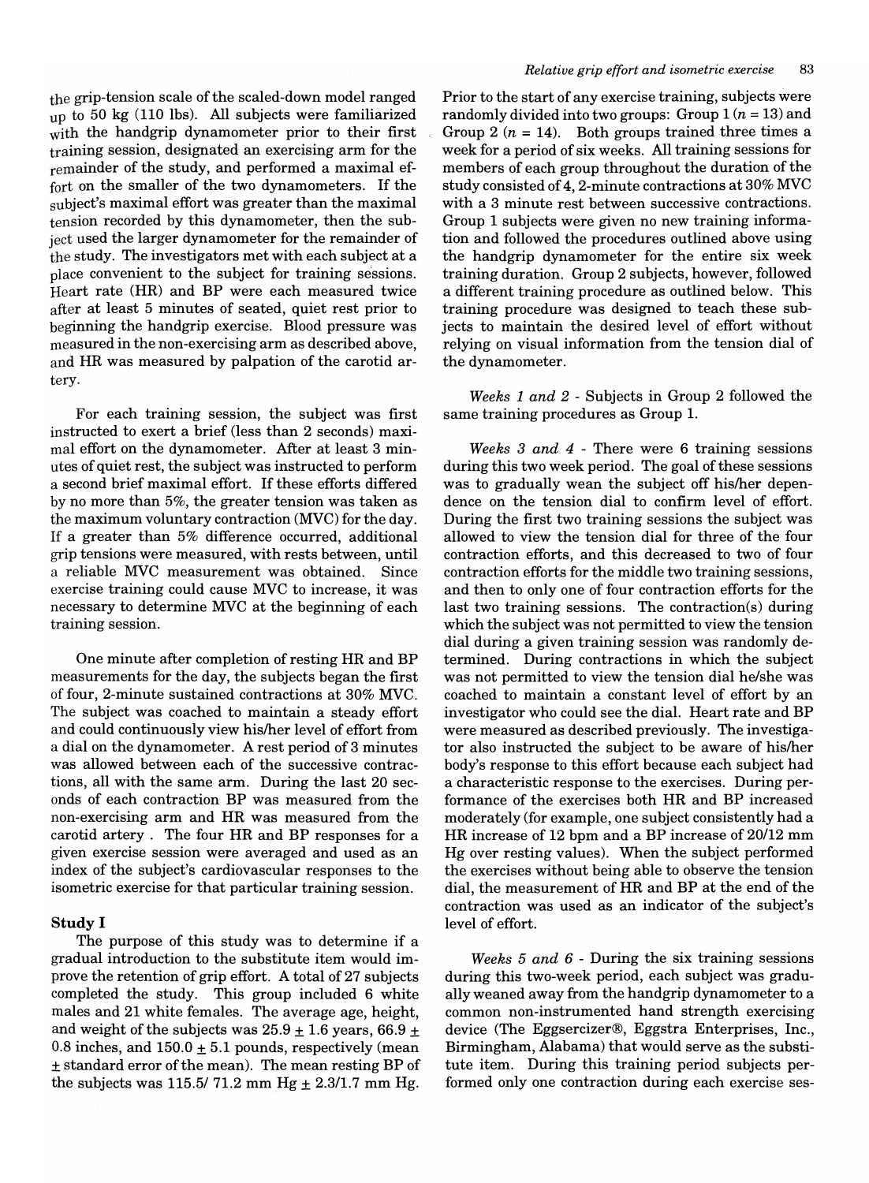the grip-tension scale of the scaled-down model ranged up to 50 kg (110 lbs). All subjects were familiarized with the handgrip dynamometer prior to their first training session, designated an exercising arm for the remainder of the study, and performed a maximal effort on the smaller of the two dynamometers. If the subject's maximal effort was greater than the maximal tension recorded by this dynamometer, then the subject used the larger dynamometer for the remainder of the study. The investigators met with each subject at a place convenient to the subject for training sessions. Heart rate (HR) and BP were each measured twice after at least 5 minutes of seated, quiet rest prior to beginning the handgrip exercise. Blood pressure was measured in the non-exercising arm as described above, and HR was measured by palpation of the carotid artery.

For each training session, the subject was first instructed to exert a brief (less than 2 seconds) maximal effort on the dynamometer. After at least 3 minutes of quiet rest, the subject was instructed to perform a second brief maximal effort. If these efforts differed by no more than 5%, the greater tension was taken as the maximum voluntary contraction (MVC) for the day. If a greater than 5% difference occurred, additional grip tensions were measured, with rests between, until a reliable MVC measurement was obtained. Since exercise training could cause MVC to increase, it was necessary to determine MVC at the beginning of each training session.

One minute after completion of resting HR and BP measurements for the day, the subjects began the first of four, 2-minute sustained contractions at 30% MVC. The subject was coached to maintain a steady effort and could continuously view his/her level of effort from a dial on the dynamometer. A rest period of 3 minutes was allowed between each of the successive contractions, all with the same arm. During the last 20 seconds of each contraction BP was measured from the non-exercising arm and HR was measured from the carotid artery . The four HR and BP responses for a given exercise session were averaged and used as an index of the subject's cardiovascular responses to the isometric exercise for that particular training session.

## Study I

The purpose of this study was to determine if a gradual introduction to the substitute item would improve the retention of grip effort. A total of 27 subjects completed the study. This group included 6 white males and 21 white females. The average age, height, and weight of the subjects was 25.9 ± 1.6 years, 66.9 ± 0.8 inches, and 150.0 ± 5.1 pounds, respectively (mean ± standard error of the mean). The mean resting BP of the subjects was 115.5/ 71.2 mm Hg ± 2.3/1.7 mm Hg. Prior to the start of any exercise training, subjects were randomly divided into two groups: Group 1 ($n = 13$) and Group 2 ($n = 14$). Both groups trained three times a week for a period of six weeks. All training sessions for members of each group throughout the duration of the study consisted of 4, 2-minute contractions at 30% MVC with a 3 minute rest between successive contractions. Group 1 subjects were given no new training information and followed the procedures outlined above using the handgrip dynamometer for the entire six week training duration. Group 2 subjects, however, followed a different training procedure as outlined below. This training procedure was designed to teach these subjects to maintain the desired level of effort without relying on visual information from the tension dial of the dynamometer.

*Weeks 1 and 2* - Subjects in Group 2 followed the same training procedures as Group 1.

*Weeks 3 and 4* - There were 6 training sessions during this two week period. The goal of these sessions was to gradually wean the subject off his/her dependence on the tension dial to confirm level of effort. During the first two training sessions the subject was allowed to view the tension dial for three of the four contraction efforts, and this decreased to two of four contraction efforts for the middle two training sessions, and then to only one of four contraction efforts for the last two training sessions. The contraction(s) during which the subject was not permitted to view the tension dial during a given training session was randomly determined. During contractions in which the subject was not permitted to view the tension dial he/she was coached to maintain a constant level of effort by an investigator who could see the dial. Heart rate and BP were measured as described previously. The investigator also instructed the subject to be aware of his/her body's response to this effort because each subject had a characteristic response to the exercises. During performance of the exercises both HR and BP increased moderately (for example, one subject consistently had a HR increase of 12 bpm and a BP increase of 20/12 mm Hg over resting values). When the subject performed the exercises without being able to observe the tension dial, the measurement of HR and BP at the end of the contraction was used as an indicator of the subject's level of effort.

*Weeks 5 and 6* - During the six training sessions during this two-week period, each subject was gradually weaned away from the handgrip dynamometer to a common non-instrumented hand strength exercising device (The Eggsercizer®, Eggstra Enterprises, Inc., Birmingham, Alabama) that would serve as the substitute item. During this training period subjects performed only one contraction during each exercise ses-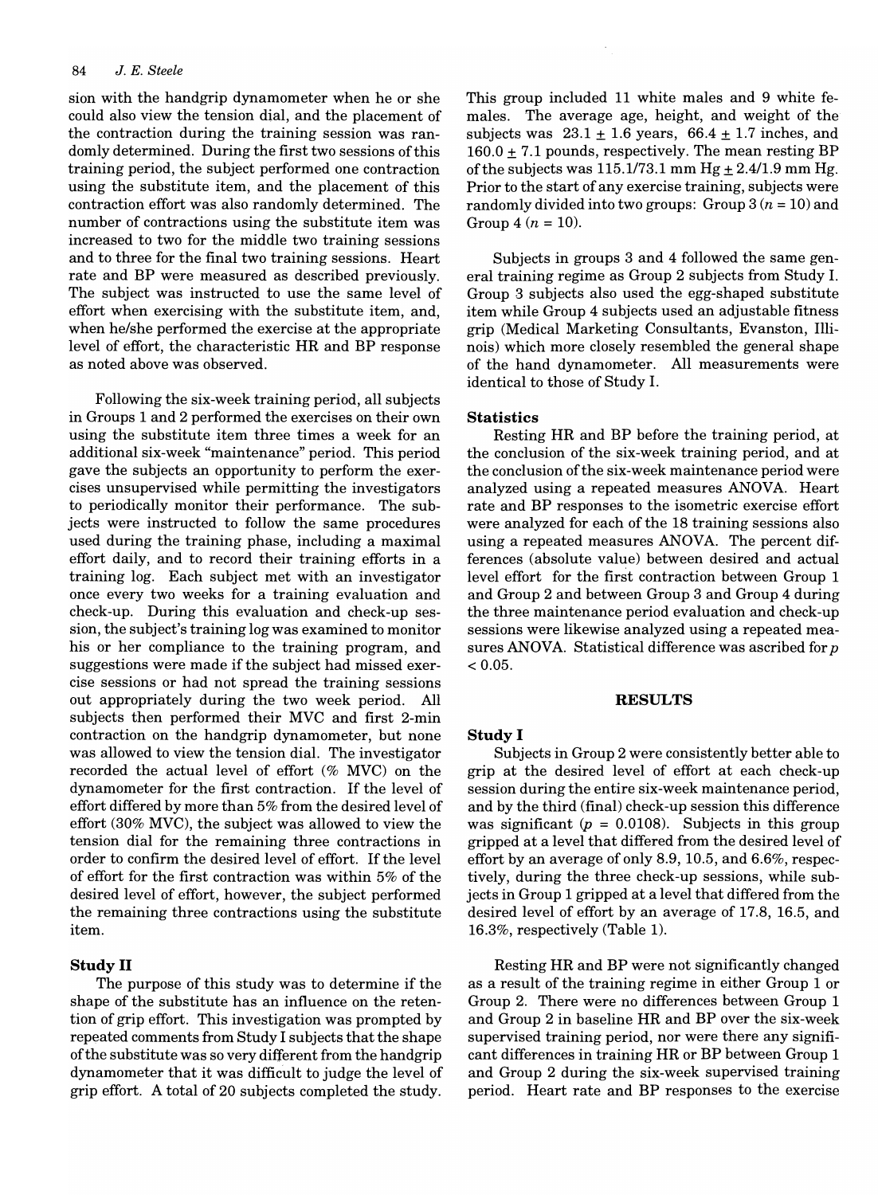sion with the handgrip dynamometer when he or she could also view the tension dial, and the placement of the contraction during the training session was randomly determined. During the first two sessions of this training period, the subject performed one contraction using the substitute item, and the placement of this contraction effort was also randomly determined. The number of contractions using the substitute item was increased to two for the middle two training sessions and to three for the final two training sessions. Heart rate and BP were measured as described previously. The subject was instructed to use the same level of effort when exercising with the substitute item, and, when he/she performed the exercise at the appropriate level of effort, the characteristic HR and BP response as noted above was observed.

Following the six-week training period, all subjects in Groups 1 and 2 performed the exercises on their own using the substitute item three times a week for an additional six-week "maintenance" period. This period gave the subjects an opportunity to perform the exercises unsupervised while permitting the investigators to periodically monitor their performance. The subjects were instructed to follow the same procedures used during the training phase, including a maximal effort daily, and to record their training efforts in a training log. Each subject met with an investigator once every two weeks for a training evaluation and check-up. During this evaluation and check-up session, the subject's training log was examined to monitor his or her compliance to the training program, and suggestions were made if the subject had missed exercise sessions or had not spread the training sessions out appropriately during the two week period. All subjects then performed their MVC and first 2-min contraction on the handgrip dynamometer, but none was allowed to view the tension dial. The investigator recorded the actual level of effort (% MVC) on the dynamometer for the first contraction. If the level of effort differed by more than 5% from the desired level of effort (30% MVC), the subject was allowed to view the tension dial for the remaining three contractions in order to confirm the desired level of effort. If the level of effort for the first contraction was within 5% of the desired level of effort, however, the subject performed the remaining three contractions using the substitute item.

### Study II

The purpose of this study was to determine if the shape of the substitute has an influence on the retention of grip effort. This investigation was prompted by repeated comments from Study I subjects that the shape of the substitute was so very different from the handgrip dynamometer that it was difficult to judge the level of grip effort. A total of 20 subjects completed the study. This group included 11 white males and 9 white females. The average age, height, and weight of the subjects was 23.1 ± 1.6 years, 66.4 ± 1.7 inches, and 160.0 ± 7.1 pounds, respectively. The mean resting BP of the subjects was 115.1/73.1 mm Hg ± 2.4/1.9 mm Hg. Prior to the start of any exercise training, subjects were randomly divided into two groups: Group 3 ($n = 10$) and Group 4 ($n = 10$).

Subjects in groups 3 and 4 followed the same general training regime as Group 2 subjects from Study I. Group 3 subjects also used the egg-shaped substitute item while Group 4 subjects used an adjustable fitness grip (Medical Marketing Consultants, Evanston, Illinois) which more closely resembled the general shape of the hand dynamometer. All measurements were identical to those of Study I.

### Statistics

Resting HR and BP before the training period, at the conclusion of the six-week training period, and at the conclusion of the six-week maintenance period were analyzed using a repeated measures ANOVA. Heart rate and BP responses to the isometric exercise effort were analyzed for each of the 18 training sessions also using a repeated measures ANOVA. The percent differences (absolute value) between desired and actual level effort for the first contraction between Group 1 and Group 2 and between Group 3 and Group 4 during the three maintenance period evaluation and check-up sessions were likewise analyzed using a repeated measures ANOVA. Statistical difference was ascribed for $p < 0.05$.

## RESULTS

### Study I

Subjects in Group 2 were consistently better able to grip at the desired level of effort at each check-up session during the entire six-week maintenance period, and by the third (final) check-up session this difference was significant ($p = 0.0108$). Subjects in this group gripped at a level that differed from the desired level of effort by an average of only 8.9, 10.5, and 6.6%, respectively, during the three check-up sessions, while subjects in Group 1 gripped at a level that differed from the desired level of effort by an average of 17.8, 16.5, and 16.3%, respectively (Table 1).

Resting HR and BP were not significantly changed as a result of the training regime in either Group 1 or Group 2. There were no differences between Group 1 and Group 2 in baseline HR and BP over the six-week supervised training period, nor were there any significant differences in training HR or BP between Group 1 and Group 2 during the six-week supervised training period. Heart rate and BP responses to the exercise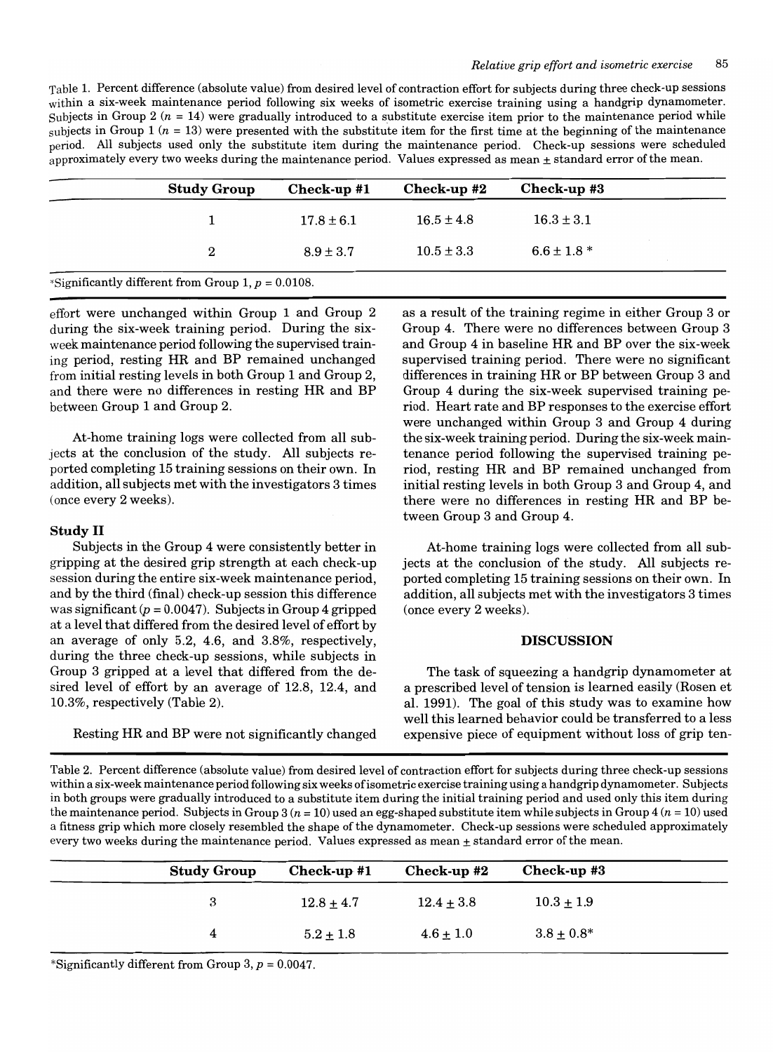Table 1. Percent difference (absolute value) from desired level of contraction effort for subjects during three check-up sessions within a six-week maintenance period following six weeks of isometric exercise training using a handgrip dynamometer. Subjects in Group 2 ($n$ = 14) were gradually introduced to a substitute exercise item prior to the maintenance period while subjects in Group 1 ($n$ = 13) were presented with the substitute item for the first time at the beginning of the maintenance period. All subjects used only the substitute item during the maintenance period. Check-up sessions were scheduled approximately every two weeks during the maintenance period. Values expressed as mean ± standard error of the mean.

| Study Group | Check-up #1 | Check-up #2 | Check-up #3 |
|---|---|---|---|
| 1 | 17.8 ± 6.1 | 16.5 ± 4.8 | 16.3 ± 3.1 |
| 2 | 8.9 ± 3.7 | 10.5 ± 3.3 | 6.6 ± 1.8 * |

*Significantly different from Group 1, $p$ = 0.0108.

effort were unchanged within Group 1 and Group 2 during the six-week training period. During the six-week maintenance period following the supervised training period, resting HR and BP remained unchanged from initial resting levels in both Group 1 and Group 2, and there were no differences in resting HR and BP between Group 1 and Group 2.

At-home training logs were collected from all subjects at the conclusion of the study. All subjects reported completing 15 training sessions on their own. In addition, all subjects met with the investigators 3 times (once every 2 weeks).

### Study II

Subjects in the Group 4 were consistently better in gripping at the desired grip strength at each check-up session during the entire six-week maintenance period, and by the third (final) check-up session this difference was significant ($p$ = 0.0047). Subjects in Group 4 gripped at a level that differed from the desired level of effort by an average of only 5.2, 4.6, and 3.8%, respectively, during the three check-up sessions, while subjects in Group 3 gripped at a level that differed from the desired level of effort by an average of 12.8, 12.4, and 10.3%, respectively (Table 2).

Resting HR and BP were not significantly changed as a result of the training regime in either Group 3 or Group 4. There were no differences between Group 3 and Group 4 in baseline HR and BP over the six-week supervised training period. There were no significant differences in training HR or BP between Group 3 and Group 4 during the six-week supervised training period. Heart rate and BP responses to the exercise effort were unchanged within Group 3 and Group 4 during the six-week training period. During the six-week maintenance period following the supervised training period, resting HR and BP remained unchanged from initial resting levels in both Group 3 and Group 4, and there were no differences in resting HR and BP between Group 3 and Group 4.

At-home training logs were collected from all subjects at the conclusion of the study. All subjects reported completing 15 training sessions on their own. In addition, all subjects met with the investigators 3 times (once every 2 weeks).

## DISCUSSION

The task of squeezing a handgrip dynamometer at a prescribed level of tension is learned easily (Rosen et al. 1991). The goal of this study was to examine how well this learned behavior could be transferred to a less expensive piece of equipment without loss of grip ten-

Table 2. Percent difference (absolute value) from desired level of contraction effort for subjects during three check-up sessions within a six-week maintenance period following six weeks of isometric exercise training using a handgrip dynamometer. Subjects in both groups were gradually introduced to a substitute item during the initial training period and used only this item during the maintenance period. Subjects in Group 3 ($n$ = 10) used an egg-shaped substitute item while subjects in Group 4 ($n$ = 10) used a fitness grip which more closely resembled the shape of the dynamometer. Check-up sessions were scheduled approximately every two weeks during the maintenance period. Values expressed as mean ± standard error of the mean.

| Study Group | Check-up #1 | Check-up #2 | Check-up #3 |
|---|---|---|---|
| 3 | 12.8 ± 4.7 | 12.4 ± 3.8 | 10.3 ± 1.9 |
| 4 | 5.2 ± 1.8 | 4.6 ± 1.0 | 3.8 ± 0.8* |

*Significantly different from Group 3, $p$ = 0.0047.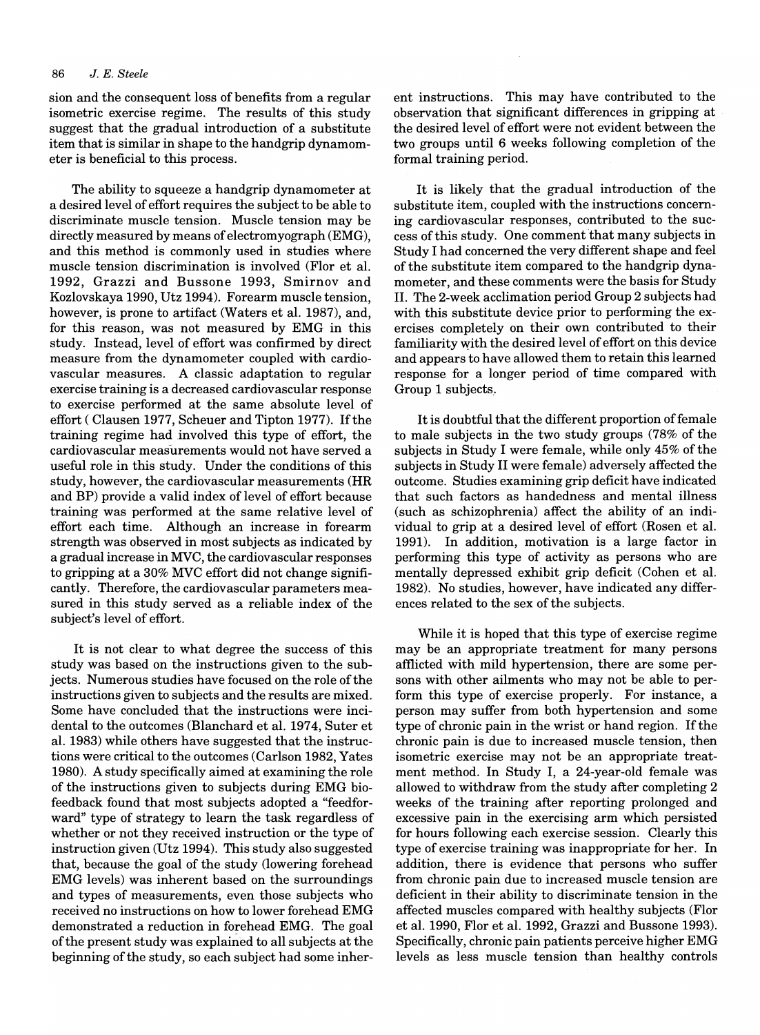sion and the consequent loss of benefits from a regular isometric exercise regime. The results of this study suggest that the gradual introduction of a substitute item that is similar in shape to the handgrip dynamometer is beneficial to this process.

The ability to squeeze a handgrip dynamometer at a desired level of effort requires the subject to be able to discriminate muscle tension. Muscle tension may be directly measured by means of electromyograph (EMG), and this method is commonly used in studies where muscle tension discrimination is involved (Flor et al. 1992, Grazzi and Bussone 1993, Smirnov and Kozlovskaya 1990, Utz 1994). Forearm muscle tension, however, is prone to artifact (Waters et al. 1987), and, for this reason, was not measured by EMG in this study. Instead, level of effort was confirmed by direct measure from the dynamometer coupled with cardiovascular measures. A classic adaptation to regular exercise training is a decreased cardiovascular response to exercise performed at the same absolute level of effort ( Clausen 1977, Scheuer and Tipton 1977). If the training regime had involved this type of effort, the cardiovascular measurements would not have served a useful role in this study. Under the conditions of this study, however, the cardiovascular measurements (HR and BP) provide a valid index of level of effort because training was performed at the same relative level of effort each time. Although an increase in forearm strength was observed in most subjects as indicated by a gradual increase in MVC, the cardiovascular responses to gripping at a 30% MVC effort did not change significantly. Therefore, the cardiovascular parameters measured in this study served as a reliable index of the subject's level of effort.

It is not clear to what degree the success of this study was based on the instructions given to the subjects. Numerous studies have focused on the role of the instructions given to subjects and the results are mixed. Some have concluded that the instructions were incidental to the outcomes (Blanchard et al. 1974, Suter et al. 1983) while others have suggested that the instructions were critical to the outcomes (Carlson 1982, Yates 1980). A study specifically aimed at examining the role of the instructions given to subjects during EMG biofeedback found that most subjects adopted a "feedforward" type of strategy to learn the task regardless of whether or not they received instruction or the type of instruction given (Utz 1994). This study also suggested that, because the goal of the study (lowering forehead EMG levels) was inherent based on the surroundings and types of measurements, even those subjects who received no instructions on how to lower forehead EMG demonstrated a reduction in forehead EMG. The goal of the present study was explained to all subjects at the beginning of the study, so each subject had some inherent instructions. This may have contributed to the observation that significant differences in gripping at the desired level of effort were not evident between the two groups until 6 weeks following completion of the formal training period.

It is likely that the gradual introduction of the substitute item, coupled with the instructions concerning cardiovascular responses, contributed to the success of this study. One comment that many subjects in Study I had concerned the very different shape and feel of the substitute item compared to the handgrip dynamometer, and these comments were the basis for Study II. The 2-week acclimation period Group 2 subjects had with this substitute device prior to performing the exercises completely on their own contributed to their familiarity with the desired level of effort on this device and appears to have allowed them to retain this learned response for a longer period of time compared with Group 1 subjects.

It is doubtful that the different proportion of female to male subjects in the two study groups (78% of the subjects in Study I were female, while only 45% of the subjects in Study II were female) adversely affected the outcome. Studies examining grip deficit have indicated that such factors as handedness and mental illness (such as schizophrenia) affect the ability of an individual to grip at a desired level of effort (Rosen et al. 1991). In addition, motivation is a large factor in performing this type of activity as persons who are mentally depressed exhibit grip deficit (Cohen et al. 1982). No studies, however, have indicated any differences related to the sex of the subjects.

While it is hoped that this type of exercise regime may be an appropriate treatment for many persons afflicted with mild hypertension, there are some persons with other ailments who may not be able to perform this type of exercise properly. For instance, a person may suffer from both hypertension and some type of chronic pain in the wrist or hand region. If the chronic pain is due to increased muscle tension, then isometric exercise may not be an appropriate treatment method. In Study I, a 24-year-old female was allowed to withdraw from the study after completing 2 weeks of the training after reporting prolonged and excessive pain in the exercising arm which persisted for hours following each exercise session. Clearly this type of exercise training was inappropriate for her. In addition, there is evidence that persons who suffer from chronic pain due to increased muscle tension are deficient in their ability to discriminate tension in the affected muscles compared with healthy subjects (Flor et al. 1990, Flor et al. 1992, Grazzi and Bussone 1993). Specifically, chronic pain patients perceive higher EMG levels as less muscle tension than healthy controls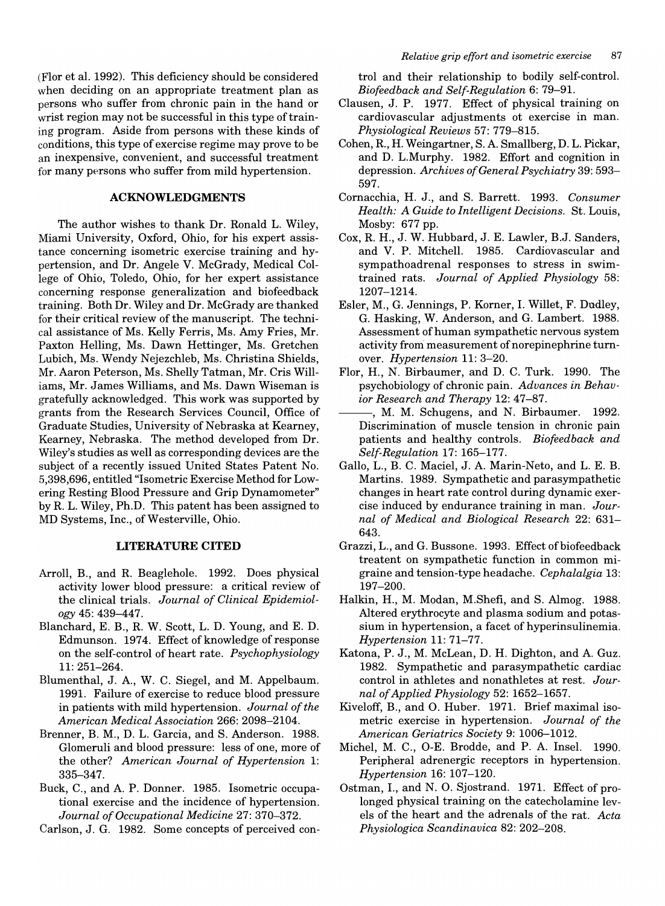(Flor et al. 1992). This deficiency should be considered when deciding on an appropriate treatment plan as persons who suffer from chronic pain in the hand or wrist region may not be successful in this type of training program. Aside from persons with these kinds of conditions, this type of exercise regime may prove to be an inexpensive, convenient, and successful treatment for many persons who suffer from mild hypertension.

## ACKNOWLEDGMENTS

The author wishes to thank Dr. Ronald L. Wiley, Miami University, Oxford, Ohio, for his expert assistance concerning isometric exercise training and hypertension, and Dr. Angele V. McGrady, Medical College of Ohio, Toledo, Ohio, for her expert assistance concerning response generalization and biofeedback training. Both Dr. Wiley and Dr. McGrady are thanked for their critical review of the manuscript. The technical assistance of Ms. Kelly Ferris, Ms. Amy Fries, Mr. Paxton Helling, Ms. Dawn Hettinger, Ms. Gretchen Lubich, Ms. Wendy Nejezchleb, Ms. Christina Shields, Mr. Aaron Peterson, Ms. Shelly Tatman, Mr. Cris Williams, Mr. James Williams, and Ms. Dawn Wiseman is gratefully acknowledged. This work was supported by grants from the Research Services Council, Office of Graduate Studies, University of Nebraska at Kearney, Kearney, Nebraska. The method developed from Dr. Wiley's studies as well as corresponding devices are the subject of a recently issued United States Patent No. 5,398,696, entitled "Isometric Exercise Method for Lowering Resting Blood Pressure and Grip Dynamometer" by R. L. Wiley, Ph.D. This patent has been assigned to MD Systems, Inc., of Westerville, Ohio.

## LITERATURE CITED

Arroll, B., and R. Beaglehole. 1992. Does physical activity lower blood pressure: a critical review of the clinical trials. *Journal of Clinical Epidemiology* 45: 439–447.

Blanchard, E. B., R. W. Scott, L. D. Young, and E. D. Edmunson. 1974. Effect of knowledge of response on the self-control of heart rate. *Psychophysiology* 11: 251–264.

Blumenthal, J. A., W. C. Siegel, and M. Appelbaum. 1991. Failure of exercise to reduce blood pressure in patients with mild hypertension. *Journal of the American Medical Association* 266: 2098–2104.

Brenner, B. M., D. L. Garcia, and S. Anderson. 1988. Glomeruli and blood pressure: less of one, more of the other? *American Journal of Hypertension* 1: 335–347.

Buck, C., and A. P. Donner. 1985. Isometric occupational exercise and the incidence of hypertension. *Journal of Occupational Medicine* 27: 370–372.

Carlson, J. G. 1982. Some concepts of perceived control and their relationship to bodily self-control. *Biofeedback and Self-Regulation* 6: 79–91.

Clausen, J. P. 1977. Effect of physical training on cardiovascular adjustments ot exercise in man. *Physiological Reviews* 57: 779–815.

Cohen, R., H. Weingartner, S. A. Smallberg, D. L. Pickar, and D. L.Murphy. 1982. Effort and cognition in depression. *Archives of General Psychiatry* 39: 593–597.

Cornacchia, H. J., and S. Barrett. 1993. *Consumer Health: A Guide to Intelligent Decisions*. St. Louis, Mosby: 677 pp.

Cox, R. H., J. W. Hubbard, J. E. Lawler, B.J. Sanders, and V. P. Mitchell. 1985. Cardiovascular and sympathoadrenal responses to stress in swim-trained rats. *Journal of Applied Physiology* 58: 1207–1214.

Esler, M., G. Jennings, P. Korner, I. Willet, F. Dudley, G. Hasking, W. Anderson, and G. Lambert. 1988. Assessment of human sympathetic nervous system activity from measurement of norepinephrine turnover. *Hypertension* 11: 3–20.

Flor, H., N. Birbaumer, and D. C. Turk. 1990. The psychobiology of chronic pain. *Advances in Behavior Research and Therapy* 12: 47–87.

———, M. M. Schugens, and N. Birbaumer. 1992. Discrimination of muscle tension in chronic pain patients and healthy controls. *Biofeedback and Self-Regulation* 17: 165–177.

Gallo, L., B. C. Maciel, J. A. Marin-Neto, and L. E. B. Martins. 1989. Sympathetic and parasympathetic changes in heart rate control during dynamic exercise induced by endurance training in man. *Journal of Medical and Biological Research* 22: 631–643.

Grazzi, L., and G. Bussone. 1993. Effect of biofeedback treatent on sympathetic function in common migraine and tension-type headache. *Cephalalgia* 13: 197–200.

Halkin, H., M. Modan, M.Shefi, and S. Almog. 1988. Altered erythrocyte and plasma sodium and potassium in hypertension, a facet of hyperinsulinemia. *Hypertension* 11: 71–77.

Katona, P. J., M. McLean, D. H. Dighton, and A. Guz. 1982. Sympathetic and parasympathetic cardiac control in athletes and nonathletes at rest. *Journal of Applied Physiology* 52: 1652–1657.

Kiveloff, B., and O. Huber. 1971. Brief maximal isometric exercise in hypertension. *Journal of the American Geriatrics Society* 9: 1006–1012.

Michel, M. C., O-E. Brodde, and P. A. Insel. 1990. Peripheral adrenergic receptors in hypertension. *Hypertension* 16: 107–120.

Ostman, I., and N. O. Sjostrand. 1971. Effect of prolonged physical training on the catecholamine levels of the heart and the adrenals of the rat. *Acta Physiologica Scandinavica* 82: 202–208.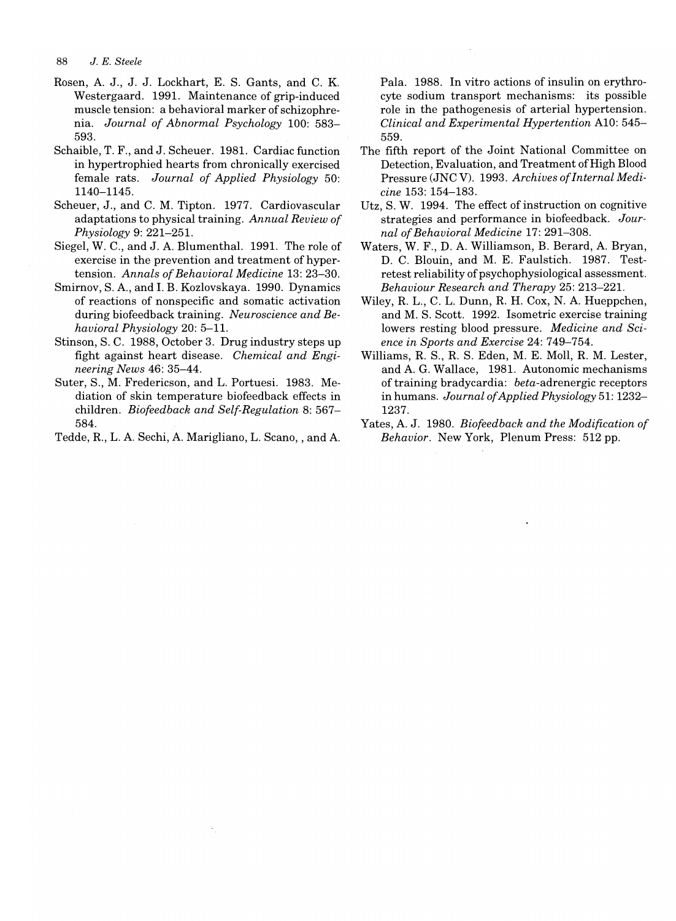Rosen, A. J., J. J. Lockhart, E. S. Gants, and C. K. Westergaard. 1991. Maintenance of grip-induced muscle tension: a behavioral marker of schizophrenia. *Journal of Abnormal Psychology* 100: 583–593.

Schaible, T. F., and J. Scheuer. 1981. Cardiac function in hypertrophied hearts from chronically exercised female rats. *Journal of Applied Physiology* 50: 1140–1145.

Scheuer, J., and C. M. Tipton. 1977. Cardiovascular adaptations to physical training. *Annual Review of Physiology* 9: 221–251.

Siegel, W. C., and J. A. Blumenthal. 1991. The role of exercise in the prevention and treatment of hypertension. *Annals of Behavioral Medicine* 13: 23–30.

Smirnov, S. A., and I. B. Kozlovskaya. 1990. Dynamics of reactions of nonspecific and somatic activation during biofeedback training. *Neuroscience and Behavioral Physiology* 20: 5–11.

Stinson, S. C. 1988, October 3. Drug industry steps up fight against heart disease. *Chemical and Engineering News* 46: 35–44.

Suter, S., M. Fredericson, and L. Portuesi. 1983. Mediation of skin temperature biofeedback effects in children. *Biofeedback and Self-Regulation* 8: 567–584.

Tedde, R., L. A. Sechi, A. Marigliano, L. Scano, , and A. Pala. 1988. In vitro actions of insulin on erythrocyte sodium transport mechanisms: its possible role in the pathogenesis of arterial hypertension. *Clinical and Experimental Hypertention* A10: 545–559.

The fifth report of the Joint National Committee on Detection, Evaluation, and Treatment of High Blood Pressure (JNC V). 1993. *Archives of Internal Medicine* 153: 154–183.

Utz, S. W. 1994. The effect of instruction on cognitive strategies and performance in biofeedback. *Journal of Behavioral Medicine* 17: 291–308.

Waters, W. F., D. A. Williamson, B. Berard, A. Bryan, D. C. Blouin, and M. E. Faulstich. 1987. Test-retest reliability of psychophysiological assessment. *Behaviour Research and Therapy* 25: 213–221.

Wiley, R. L., C. L. Dunn, R. H. Cox, N. A. Hueppchen, and M. S. Scott. 1992. Isometric exercise training lowers resting blood pressure. *Medicine and Science in Sports and Exercise* 24: 749–754.

Williams, R. S., R. S. Eden, M. E. Moll, R. M. Lester, and A. G. Wallace, 1981. Autonomic mechanisms of training bradycardia: *beta*-adrenergic receptors in humans. *Journal of Applied Physiology* 51: 1232–1237.

Yates, A. J. 1980. *Biofeedback and the Modification of Behavior*. New York, Plenum Press: 512 pp.